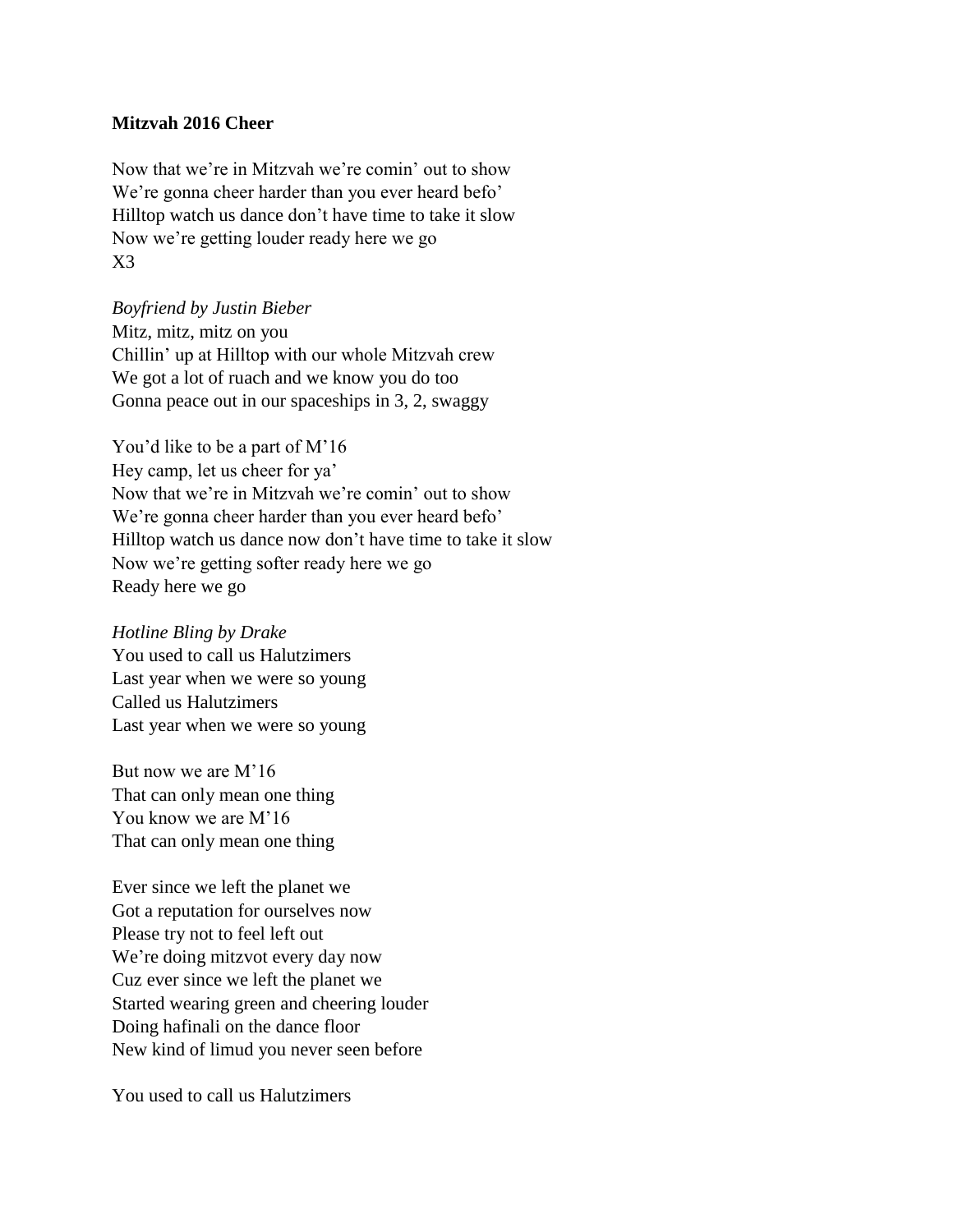**Mitzvah 2016 Cheer**

Now that we're in Mitzvah we're comin' out to show  
We're gonna cheer harder than you ever heard befo'  
Hilltop watch us dance don't have time to take it slow  
Now we're getting louder ready here we go  
X3

*Boyfriend by Justin Bieber*  
Mitz, mitz, mitz on you  
Chillin' up at Hilltop with our whole Mitzvah crew  
We got a lot of ruach and we know you do too  
Gonna peace out in our spaceships in 3, 2, swaggy

You'd like to be a part of M'16  
Hey camp, let us cheer for ya'  
Now that we're in Mitzvah we're comin' out to show  
We're gonna cheer harder than you ever heard befo'  
Hilltop watch us dance now don't have time to take it slow  
Now we're getting softer ready here we go  
Ready here we go

*Hotline Bling by Drake*  
You used to call us Halutzimers  
Last year when we were so young  
Called us Halutzimers  
Last year when we were so young

But now we are M'16  
That can only mean one thing  
You know we are M'16  
That can only mean one thing

Ever since we left the planet we  
Got a reputation for ourselves now  
Please try not to feel left out  
We're doing mitzvot every day now  
Cuz ever since we left the planet we  
Started wearing green and cheering louder  
Doing hafinali on the dance floor  
New kind of limud you never seen before

You used to call us Halutzimers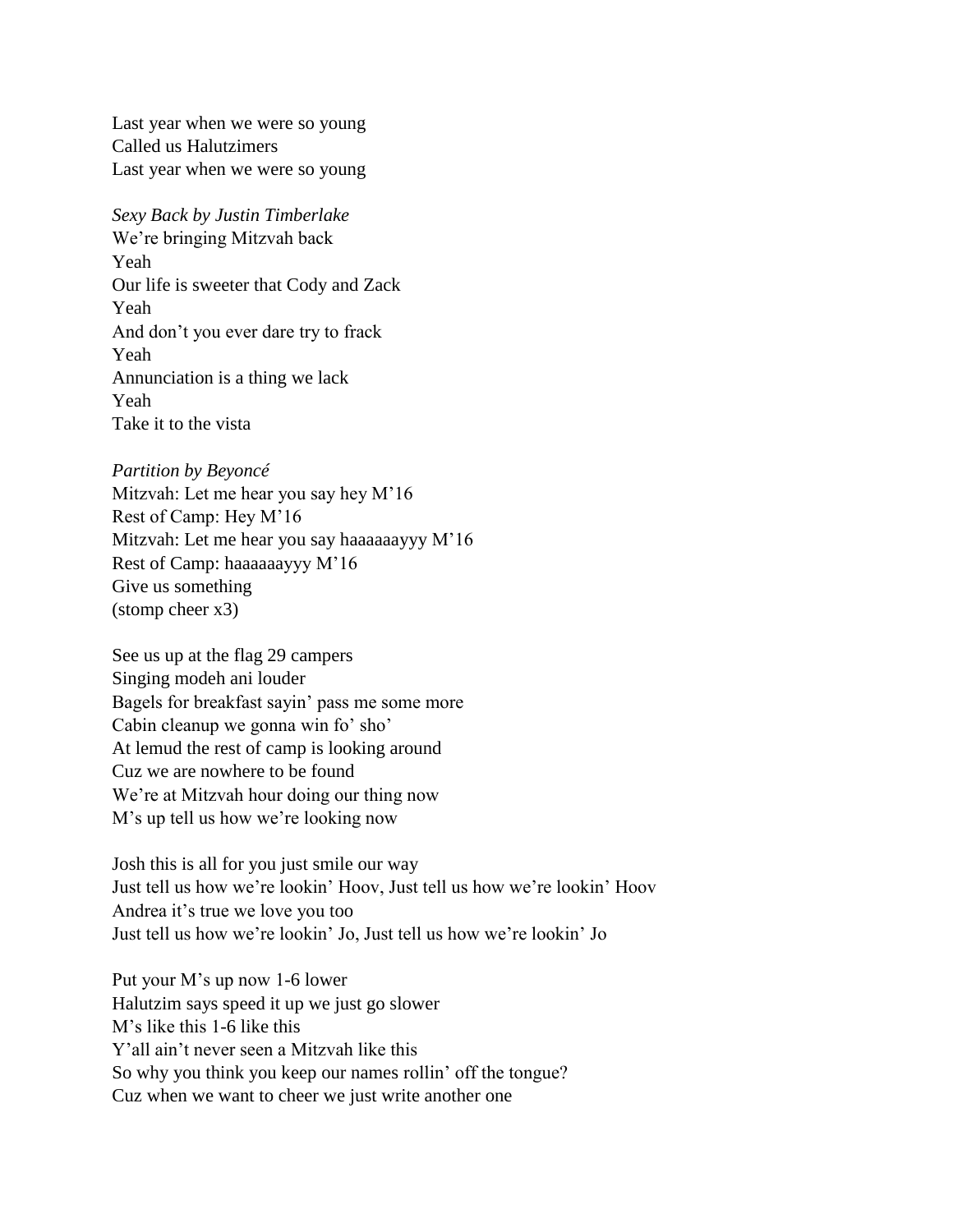Last year when we were so young
Called us Halutzimers
Last year when we were so young

*Sexy Back by Justin Timberlake*
We're bringing Mitzvah back
Yeah
Our life is sweeter that Cody and Zack
Yeah
And don't you ever dare try to frack
Yeah
Annunciation is a thing we lack
Yeah
Take it to the vista

*Partition by Beyoncé*
Mitzvah: Let me hear you say hey M'16
Rest of Camp: Hey M'16
Mitzvah: Let me hear you say haaaaaayyy M'16
Rest of Camp: haaaaaayyy M'16
Give us something
(stomp cheer x3)

See us up at the flag 29 campers
Singing modeh ani louder
Bagels for breakfast sayin' pass me some more
Cabin cleanup we gonna win fo' sho'
At lemud the rest of camp is looking around
Cuz we are nowhere to be found
We're at Mitzvah hour doing our thing now
M's up tell us how we're looking now

Josh this is all for you just smile our way
Just tell us how we're lookin' Hoov, Just tell us how we're lookin' Hoov
Andrea it's true we love you too
Just tell us how we're lookin' Jo, Just tell us how we're lookin' Jo

Put your M's up now 1-6 lower
Halutzim says speed it up we just go slower
M's like this 1-6 like this
Y'all ain't never seen a Mitzvah like this
So why you think you keep our names rollin' off the tongue?
Cuz when we want to cheer we just write another one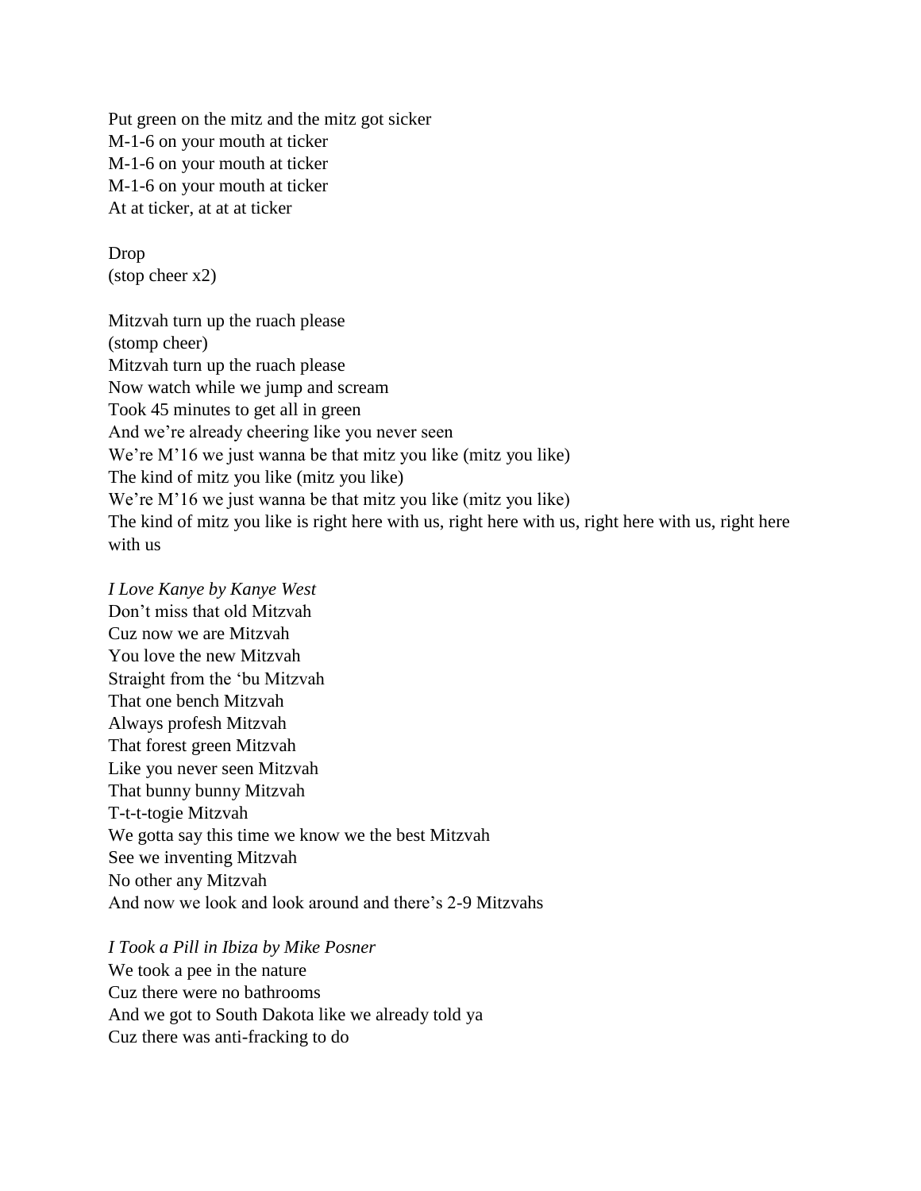Put green on the mitz and the mitz got sicker  
M-1-6 on your mouth at ticker  
M-1-6 on your mouth at ticker  
M-1-6 on your mouth at ticker  
At at ticker, at at at ticker

Drop  
(stop cheer x2)

Mitzvah turn up the ruach please  
(stomp cheer)  
Mitzvah turn up the ruach please  
Now watch while we jump and scream  
Took 45 minutes to get all in green  
And we're already cheering like you never seen  
We're M'16 we just wanna be that mitz you like (mitz you like)  
The kind of mitz you like (mitz you like)  
We're M'16 we just wanna be that mitz you like (mitz you like)  
The kind of mitz you like is right here with us, right here with us, right here with us, right here with us

*I Love Kanye by Kanye West*  
Don't miss that old Mitzvah  
Cuz now we are Mitzvah  
You love the new Mitzvah  
Straight from the 'bu Mitzvah  
That one bench Mitzvah  
Always profesh Mitzvah  
That forest green Mitzvah  
Like you never seen Mitzvah  
That bunny bunny Mitzvah  
T-t-t-togie Mitzvah  
We gotta say this time we know we the best Mitzvah  
See we inventing Mitzvah  
No other any Mitzvah  
And now we look and look around and there's 2-9 Mitzvahs

*I Took a Pill in Ibiza by Mike Posner*  
We took a pee in the nature  
Cuz there were no bathrooms  
And we got to South Dakota like we already told ya  
Cuz there was anti-fracking to do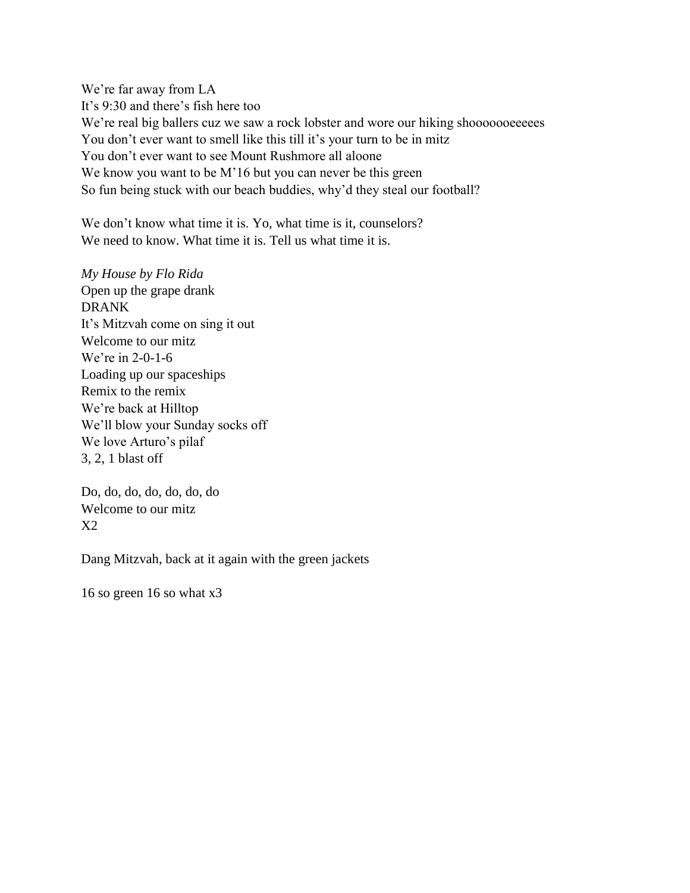We're far away from LA
It's 9:30 and there's fish here too
We're real big ballers cuz we saw a rock lobster and wore our hiking shoooooeeeees
You don't ever want to smell like this till it's your turn to be in mitz
You don't ever want to see Mount Rushmore all aloone
We know you want to be M'16 but you can never be this green
So fun being stuck with our beach buddies, why'd they steal our football?

We don't know what time it is. Yo, what time is it, counselors?
We need to know. What time it is. Tell us what time it is.

*My House by Flo Rida*
Open up the grape drank
DRANK
It's Mitzvah come on sing it out
Welcome to our mitz
We're in 2-0-1-6
Loading up our spaceships
Remix to the remix
We're back at Hilltop
We'll blow your Sunday socks off
We love Arturo's pilaf
3, 2, 1 blast off

Do, do, do, do, do, do, do
Welcome to our mitz
X2

Dang Mitzvah, back at it again with the green jackets

16 so green 16 so what x3